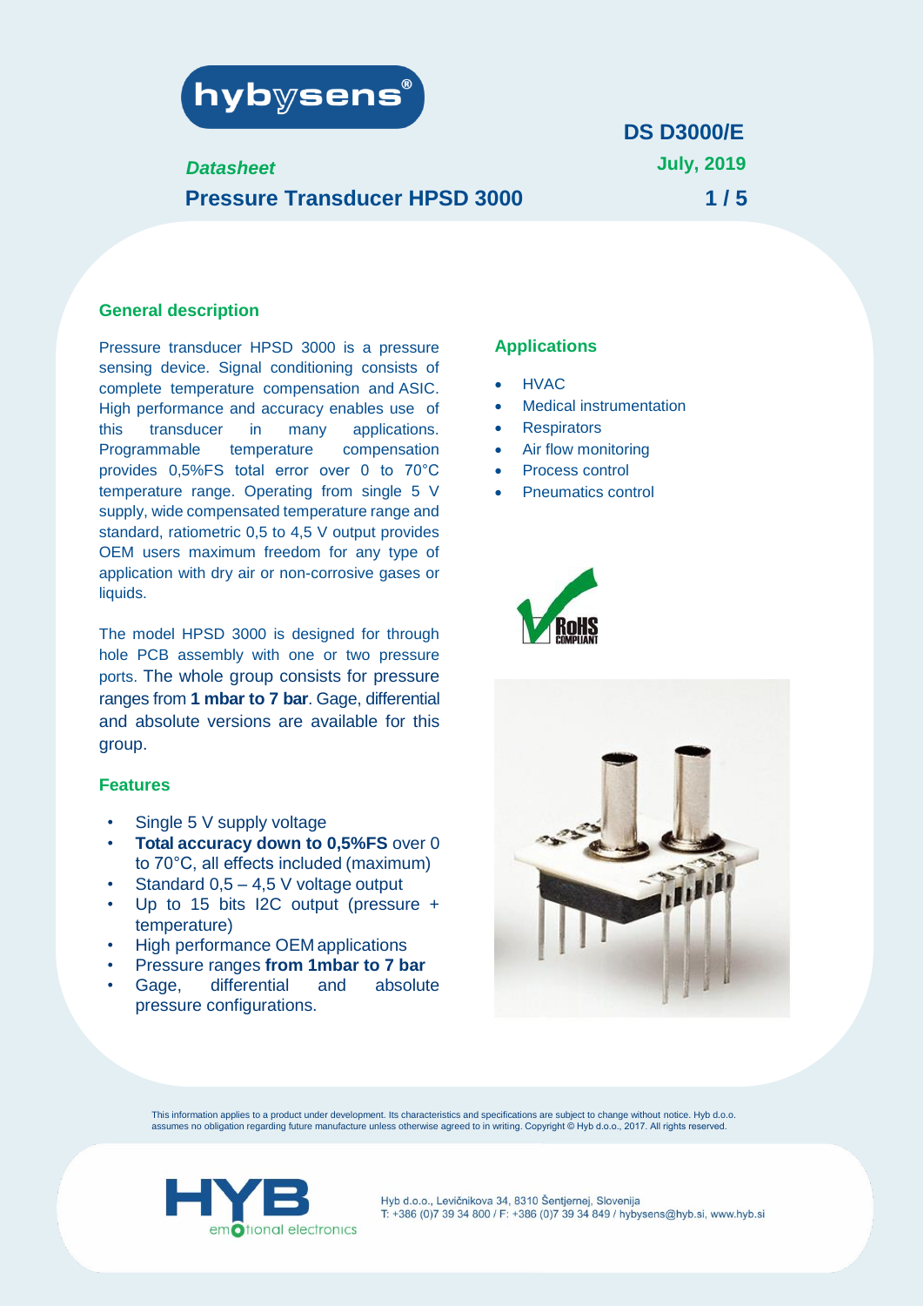*Datasheet*

# Pressure Transducer HPSD 3000

DS D3000/E

July, 2019

## General description

Pressure transducer HPSD 3000 is a pressure sensing device. Signal conditioning consists of complete temperature compensation and ASIC. High performance and accuracy enables use of this transducer in many applications. Programmable temperature compensation provides 0,5%FS total error over 0 to 70°C temperature range. Operating from single 5 V supply, wide compensated temperature range and standard, ratiometric 0,5 to 4,5 V output provides OEM users maximum freedom for any type of application with dry air or non-corrosive gases or liquids.

The model HPSD 3000 is designed for through hole PCB assembly with one or two pressure ports. The whole group consists for pressure ranges from **1 mbar to 7 bar**. Gage, differential and absolute versions are available for this group.

## Features

- Single 5 V supply voltage
- **Total accuracy down to 0,5%FS** over 0 to 70°C, all effects included (maximum)
- Standard 0,5 – 4,5 V voltage output
- Up to 15 bits I2C output (pressure + temperature)
- High performance OEM applications
- Pressure ranges **from 1mbar to 7 bar**
- Gage, differential and absolute pressure configurations.

## Applications

- HVAC
- Medical instrumentation
- Respirators
- Air flow monitoring
- Process control
- Pneumatics control

This information applies to a product under development. Its characteristics and specifications are subject to change without notice. Hyb d.o.o. assumes no obligation regarding future manufacture unless otherwise agreed to in writing. Copyright © Hyb d.o.o., 2017. All rights reserved.

Hyb d.o.o., Levičnikova 34, 8310 Šentjernej, Slovenia
T: +386 (0)7 39 34 800 / F: +386 (0)7 39 34 849 / hybysens@hyb.si, www.hyb.si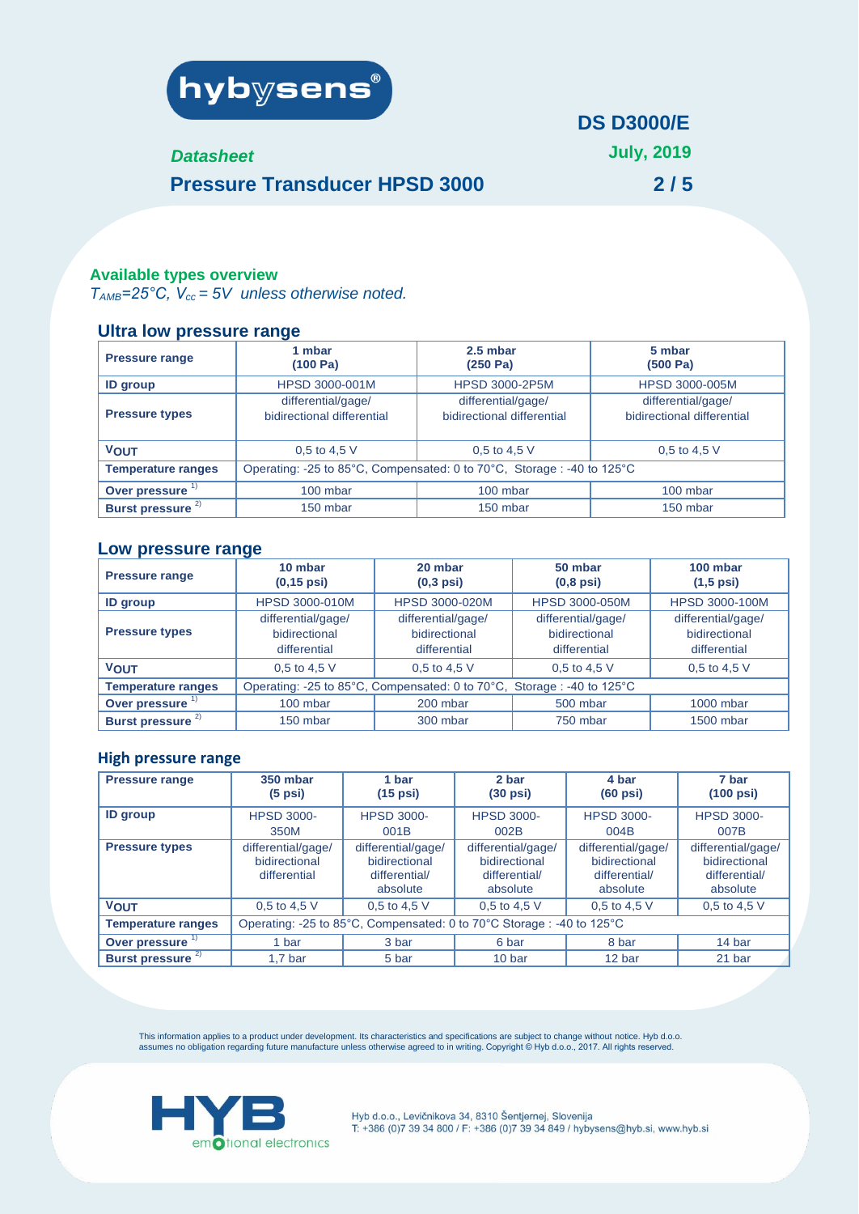## Available types overview

*$T_{AMB}$=25°C, $V_{cc}$ = 5V unless otherwise noted.*

### Ultra low pressure range

| **Pressure range** | **1 mbar (100 Pa)** | **2.5 mbar (250 Pa)** | **5 mbar (500 Pa)** |
|---|---|---|---|
| **ID group** | HPSD 3000-001M | HPSD 3000-2P5M | HPSD 3000-005M |
| **Pressure types** | differential/gage/ bidirectional differential | differential/gage/ bidirectional differential | differential/gage/ bidirectional differential |
| **$V_{OUT}$** | 0,5 to 4,5 V | 0,5 to 4,5 V | 0,5 to 4,5 V |
| **Temperature ranges** | Operating: -25 to 85°C, Compensated: 0 to 70°C, Storage : -40 to 125°C | | |
| **Over pressure** [1] | 100 mbar | 100 mbar | 100 mbar |
| **Burst pressure** [2] | 150 mbar | 150 mbar | 150 mbar |

### Low pressure range

| **Pressure range** | **10 mbar (0,15 psi)** | **20 mbar (0,3 psi)** | **50 mbar (0,8 psi)** | **100 mbar (1,5 psi)** |
|---|---|---|---|---|
| **ID group** | HPSD 3000-010M | HPSD 3000-020M | HPSD 3000-050M | HPSD 3000-100M |
| **Pressure types** | differential/gage/ bidirectional differential | differential/gage/ bidirectional differential | differential/gage/ bidirectional differential | differential/gage/ bidirectional differential |
| **$V_{OUT}$** | 0,5 to 4,5 V | 0,5 to 4,5 V | 0,5 to 4,5 V | 0,5 to 4,5 V |
| **Temperature ranges** | Operating: -25 to 85°C, Compensated: 0 to 70°C, Storage : -40 to 125°C | | | |
| **Over pressure** [1] | 100 mbar | 200 mbar | 500 mbar | 1000 mbar |
| **Burst pressure** [2] | 150 mbar | 300 mbar | 750 mbar | 1500 mbar |

### High pressure range

| **Pressure range** | **350 mbar (5 psi)** | **1 bar (15 psi)** | **2 bar (30 psi)** | **4 bar (60 psi)** | **7 bar (100 psi)** |
|---|---|---|---|---|---|
| **ID group** | HPSD 3000-350M | HPSD 3000-001B | HPSD 3000-002B | HPSD 3000-004B | HPSD 3000-007B |
| **Pressure types** | differential/gage/ bidirectional differential | differential/gage/ bidirectional differential/ absolute | differential/gage/ bidirectional differential/ absolute | differential/gage/ bidirectional differential/ absolute | differential/gage/ bidirectional differential/ absolute |
| **$V_{OUT}$** | 0,5 to 4,5 V | 0,5 to 4,5 V | 0,5 to 4,5 V | 0,5 to 4,5 V | 0,5 to 4,5 V |
| **Temperature ranges** | Operating: -25 to 85°C, Compensated: 0 to 70°C Storage : -40 to 125°C | | | | |
| **Over pressure** [1] | 1 bar | 3 bar | 6 bar | 8 bar | 14 bar |
| **Burst pressure** [2] | 1,7 bar | 5 bar | 10 bar | 12 bar | 21 bar |

This information applies to a product under development. Its characteristics and specifications are subject to change without notice. Hyb d.o.o. assumes no obligation regarding future manufacture unless otherwise agreed to in writing. Copyright © Hyb d.o.o., 2017. All rights reserved.

Hyb d.o.o., Levičnikova 34, 8310 Šentjernej, Slovenija
T: +386 (0)7 39 34 800 / F: +386 (0)7 39 34 849 / hybysens@hyb.si, www.hyb.si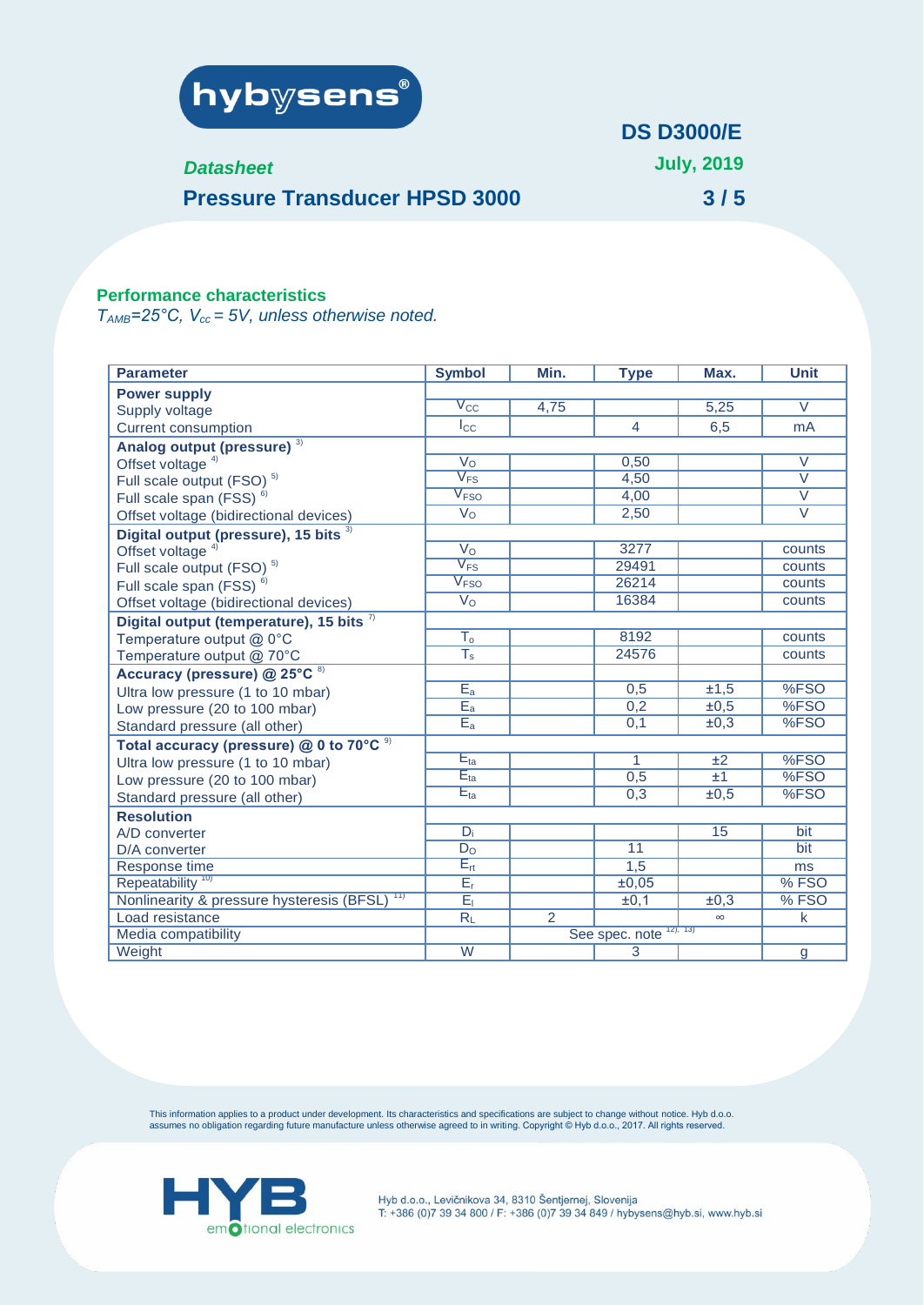## Performance characteristics

*$T_{AMB}$=25°C, $V_{cc}$ = 5V, unless otherwise noted.*

| Parameter | Symbol | Min. | Type | Max. | Unit |
|---|---|---|---|---|---|
| **Power supply** | | | | | |
| Supply voltage | $V_{CC}$ | 4,75 | | 5,25 | V |
| Current consumption | $I_{CC}$ | | 4 | 6,5 | mA |
| **Analog output (pressure)** [3] | | | | | |
| Offset voltage [4] | $V_O$ | | 0,50 | | V |
| Full scale output (FSO) [5] | $V_{FS}$ | | 4,50 | | V |
| Full scale span (FSS) [6] | $V_{FSO}$ | | 4,00 | | V |
| Offset voltage (bidirectional devices) | $V_O$ | | 2,50 | | V |
| **Digital output (pressure), 15 bits** [3] | | | | | |
| Offset voltage [4] | $V_O$ | | 3277 | | counts |
| Full scale output (FSO) [5] | $V_{FS}$ | | 29491 | | counts |
| Full scale span (FSS) [6] | $V_{FSO}$ | | 26214 | | counts |
| Offset voltage (bidirectional devices) | $V_O$ | | 16384 | | counts |
| **Digital output (temperature), 15 bits** [7] | | | | | |
| Temperature output @ 0°C | $T_o$ | | 8192 | | counts |
| Temperature output @ 70°C | $T_s$ | | 24576 | | counts |
| **Accuracy (pressure) @ 25°C** [8] | | | | | |
| Ultra low pressure (1 to 10 mbar) | $E_a$ | | 0,5 | ±1,5 | %FSO |
| Low pressure (20 to 100 mbar) | $E_a$ | | 0,2 | ±0,5 | %FSO |
| Standard pressure (all other) | $E_a$ | | 0,1 | ±0,3 | %FSO |
| **Total accuracy (pressure) @ 0 to 70°C** [9] | | | | | |
| Ultra low pressure (1 to 10 mbar) | $E_{ta}$ | | 1 | ±2 | %FSO |
| Low pressure (20 to 100 mbar) | $E_{ta}$ | | 0,5 | ±1 | %FSO |
| Standard pressure (all other) | $E_{ta}$ | | 0,3 | ±0,5 | %FSO |
| **Resolution** | | | | | |
| A/D converter | $D_i$ | | | 15 | bit |
| D/A converter | $D_O$ | | 11 | | bit |
| Response time | $E_{rt}$ | | 1,5 | | ms |
| Repeatability [10] | $E_r$ | | ±0,05 | | % FSO |
| Nonlinearity & pressure hysteresis (BFSL) [11] | $E_l$ | | ±0,1 | ±0,3 | % FSO |
| Load resistance | $R_L$ | 2 | | ∞ | k |
| Media compatibility | | | See spec. note [12), 13)] | | |
| Weight | W | | 3 | | g |

This information applies to a product under development. Its characteristics and specifications are subject to change without notice. Hyb d.o.o. assumes no obligation regarding future manufacture unless otherwise agreed to in writing. Copyright © Hyb d.o.o., 2017. All rights reserved.

Hyb d.o.o., Levičnikova 34, 8310 Šentjernej, Slovenija
T: +386 (0)7 39 34 800 / F: +386 (0)7 39 34 849 / hybysens@hyb.si, www.hyb.si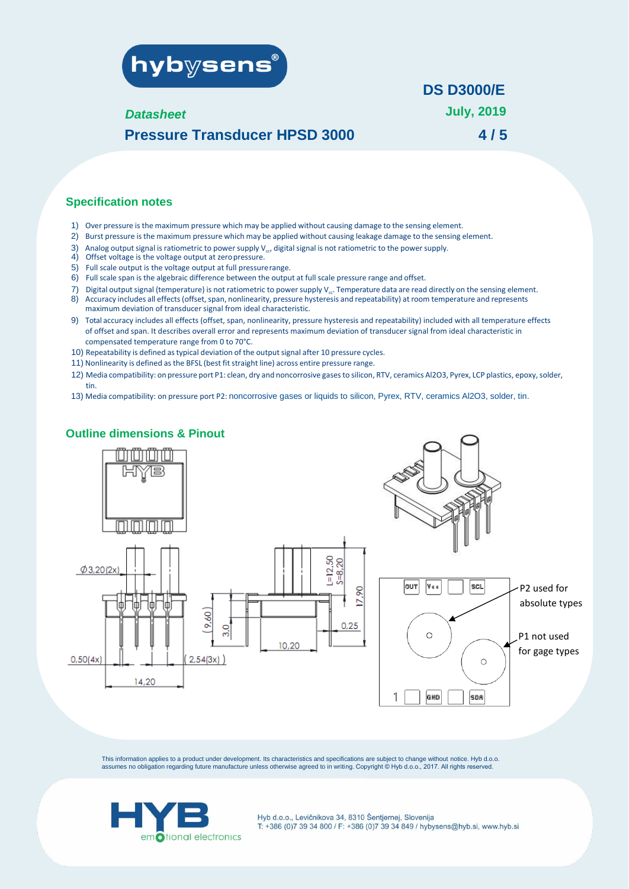## Specification notes

1) Over pressure is the maximum pressure which may be applied without causing damage to the sensing element.
2) Burst pressure is the maximum pressure which may be applied without causing leakage damage to the sensing element.
3) Analog output signal is ratiometric to power supply $V_{cc}$, digital signal is not ratiometric to the power supply.
4) Offset voltage is the voltage output at zero pressure.
5) Full scale output is the voltage output at full pressure range.
6) Full scale span is the algebraic difference between the output at full scale pressure range and offset.
7) Digital output signal (temperature) is not ratiometric to power supply $V_{cc}$. Temperature data are read directly on the sensing element.
8) Accuracy includes all effects (offset, span, nonlinearity, pressure hysteresis and repeatability) at room temperature and represents maximum deviation of transducer signal from ideal characteristic.
9) Total accuracy includes all effects (offset, span, nonlinearity, pressure hysteresis and repeatability) included with all temperature effects of offset and span. It describes overall error and represents maximum deviation of transducer signal from ideal characteristic in compensated temperature range from 0 to 70°C.
10) Repeatability is defined as typical deviation of the output signal after 10 pressure cycles.
11) Nonlinearity is defined as the BFSL (best fit straight line) across entire pressure range.
12) Media compatibility: on pressure port P1: clean, dry and noncorrosive gases to silicon, RTV, ceramics Al2O3, Pyrex, LCP plastics, epoxy, solder, tin.
13) Media compatibility: on pressure port P2: noncorrosive gases or liquids to silicon, Pyrex, RTV, ceramics Al2O3, solder, tin.

## Outline dimensions & Pinout

Ø3,20(2x)
0,50(4x)
2,54(3x)
14,20
(9,60)
3,0
10,20
L=12,50
S=8,20
17,90
0,25

OUT  Vcc  SCL
1  GND  SDA

P2 used for absolute types

P1 not used for gage types

This information applies to a product under development. Its characteristics and specifications are subject to change without notice. Hyb d.o.o. assumes no obligation regarding future manufacture unless otherwise agreed to in writing. Copyright © Hyb d.o.o., 2017. All rights reserved.

Hyb d.o.o., Levičnikova 34, 8310 Šentjernej, Slovenija
T: +386 (0)7 39 34 800 / F: +386 (0)7 39 34 849 / hybysens@hyb.si, www.hyb.si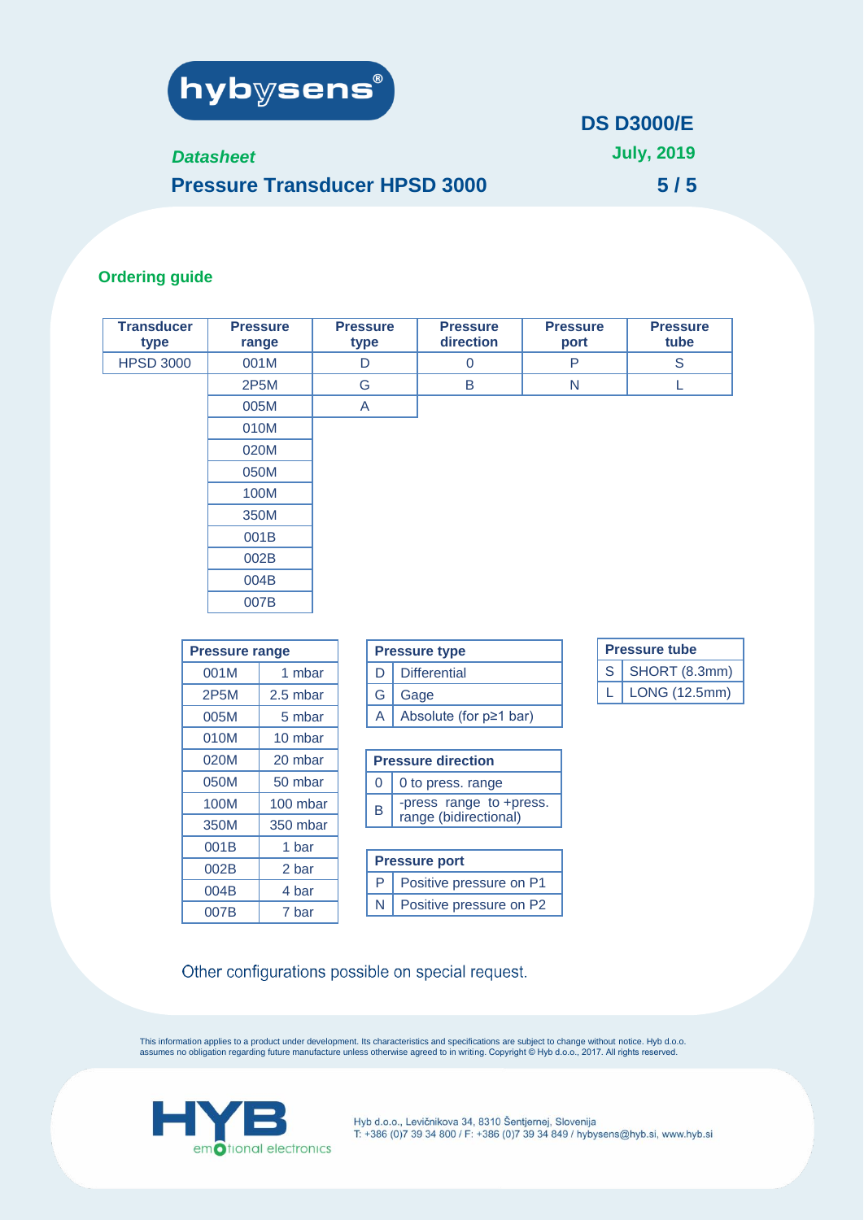## Ordering guide

| Transducer type | Pressure range | Pressure type | Pressure direction | Pressure port | Pressure tube |
|---|---|---|---|---|---|
| HPSD 3000 | 001M | D | 0 | P | S |
| | 2P5M | G | B | N | L |
| | 005M | A | | | |
| | 010M | | | | |
| | 020M | | | | |
| | 050M | | | | |
| | 100M | | | | |
| | 350M | | | | |
| | 001B | | | | |
| | 002B | | | | |
| | 004B | | | | |
| | 007B | | | | |

| Pressure range | |
|---|---|
| 001M | 1 mbar |
| 2P5M | 2.5 mbar |
| 005M | 5 mbar |
| 010M | 10 mbar |
| 020M | 20 mbar |
| 050M | 50 mbar |
| 100M | 100 mbar |
| 350M | 350 mbar |
| 001B | 1 bar |
| 002B | 2 bar |
| 004B | 4 bar |
| 007B | 7 bar |

| Pressure type | |
|---|---|
| D | Differential |
| G | Gage |
| A | Absolute (for p≥1 bar) |

| Pressure direction | |
|---|---|
| 0 | 0 to press. range |
| B | -press range to +press. range (bidirectional) |

| Pressure port | |
|---|---|
| P | Positive pressure on P1 |
| N | Positive pressure on P2 |

| Pressure tube | |
|---|---|
| S | SHORT (8.3mm) |
| L | LONG (12.5mm) |

Other configurations possible on special request.

This information applies to a product under development. Its characteristics and specifications are subject to change without notice. Hyb d.o.o. assumes no obligation regarding future manufacture unless otherwise agreed to in writing. Copyright © Hyb d.o.o., 2017. All rights reserved.

Hyb d.o.o., Levičnikova 34, 8310 Šentjernej, Slovenija
T: +386 (0)7 39 34 800 / F: +386 (0)7 39 34 849 / hybysens@hyb.si, www.hyb.si